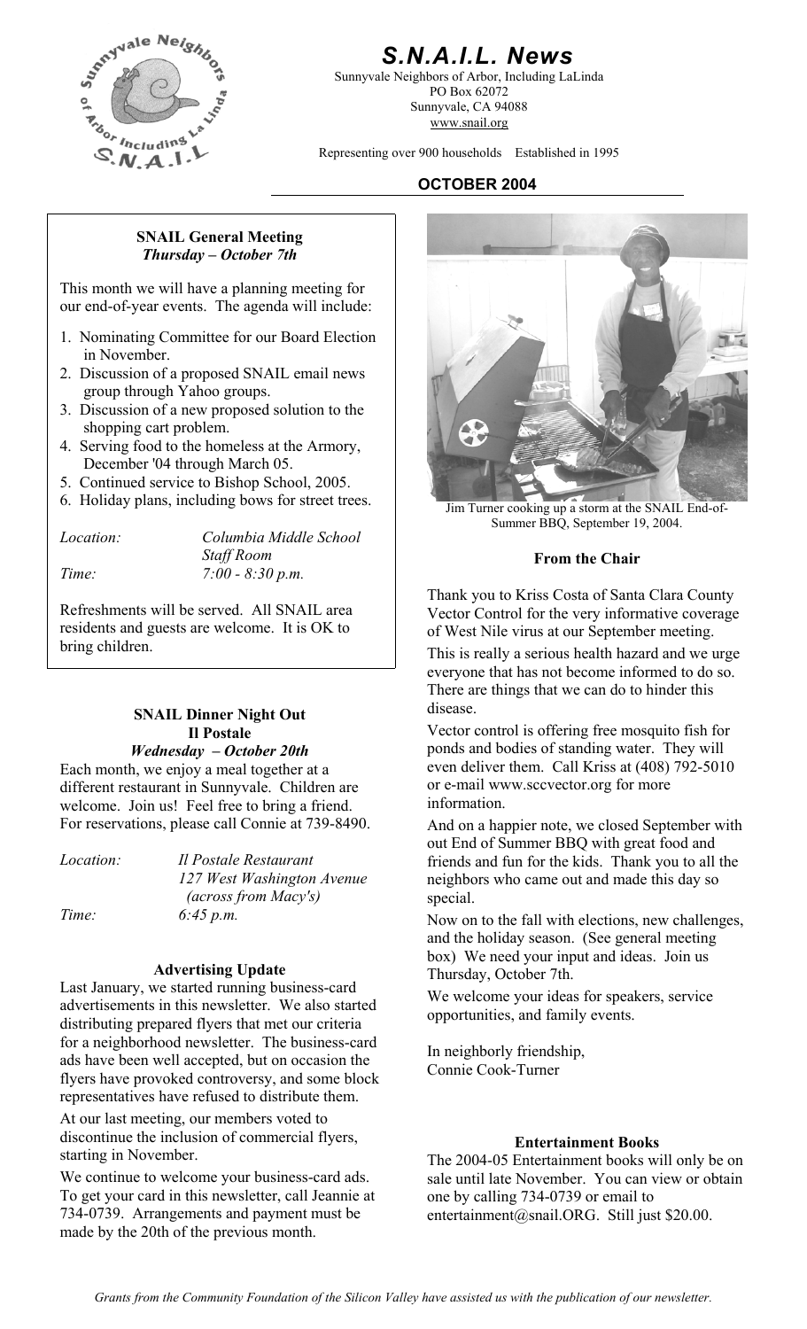# S.N.A.I.L. News

Sunnyvale Neighbors of Arbor, Including LaLinda
PO Box 62072
Sunnyvale, CA 94088
www.snail.org

Representing over 900 households Established in 1995

**OCTOBER 2004**

### SNAIL General Meeting

***Thursday – October 7th***

This month we will have a planning meeting for our end-of-year events. The agenda will include:

1. Nominating Committee for our Board Election in November.
2. Discussion of a proposed SNAIL email news group through Yahoo groups.
3. Discussion of a new proposed solution to the shopping cart problem.
4. Serving food to the homeless at the Armory, December '04 through March 05.
5. Continued service to Bishop School, 2005.
6. Holiday plans, including bows for street trees.

*Location:* *Columbia Middle School Staff Room*
*Time:* *7:00 - 8:30 p.m.*

Refreshments will be served. All SNAIL area residents and guests are welcome. It is OK to bring children.

### SNAIL Dinner Night Out
### Il Postale

***Wednesday – October 20th***

Each month, we enjoy a meal together at a different restaurant in Sunnyvale. Children are welcome. Join us! Feel free to bring a friend. For reservations, please call Connie at 739-8490.

*Location:* *Il Postale Restaurant*
*127 West Washington Avenue*
*(across from Macy's)*
*Time:* *6:45 p.m.*

### Advertising Update

Last January, we started running business-card advertisements in this newsletter. We also started distributing prepared flyers that met our criteria for a neighborhood newsletter. The business-card ads have been well accepted, but on occasion the flyers have provoked controversy, and some block representatives have refused to distribute them.

At our last meeting, our members voted to discontinue the inclusion of commercial flyers, starting in November.

We continue to welcome your business-card ads. To get your card in this newsletter, call Jeannie at 734-0739. Arrangements and payment must be made by the 20th of the previous month.

Jim Turner cooking up a storm at the SNAIL End-of-Summer BBQ, September 19, 2004.

### From the Chair

Thank you to Kriss Costa of Santa Clara County Vector Control for the very informative coverage of West Nile virus at our September meeting.

This is really a serious health hazard and we urge everyone that has not become informed to do so. There are things that we can do to hinder this disease.

Vector control is offering free mosquito fish for ponds and bodies of standing water. They will even deliver them. Call Kriss at (408) 792-5010 or e-mail www.sccvector.org for more information.

And on a happier note, we closed September with out End of Summer BBQ with great food and friends and fun for the kids. Thank you to all the neighbors who came out and made this day so special.

Now on to the fall with elections, new challenges, and the holiday season. (See general meeting box) We need your input and ideas. Join us Thursday, October 7th.

We welcome your ideas for speakers, service opportunities, and family events.

In neighborly friendship,
Connie Cook-Turner

### Entertainment Books

The 2004-05 Entertainment books will only be on sale until late November. You can view or obtain one by calling 734-0739 or email to entertainment@snail.ORG. Still just $20.00.

*Grants from the Community Foundation of the Silicon Valley have assisted us with the publication of our newsletter.*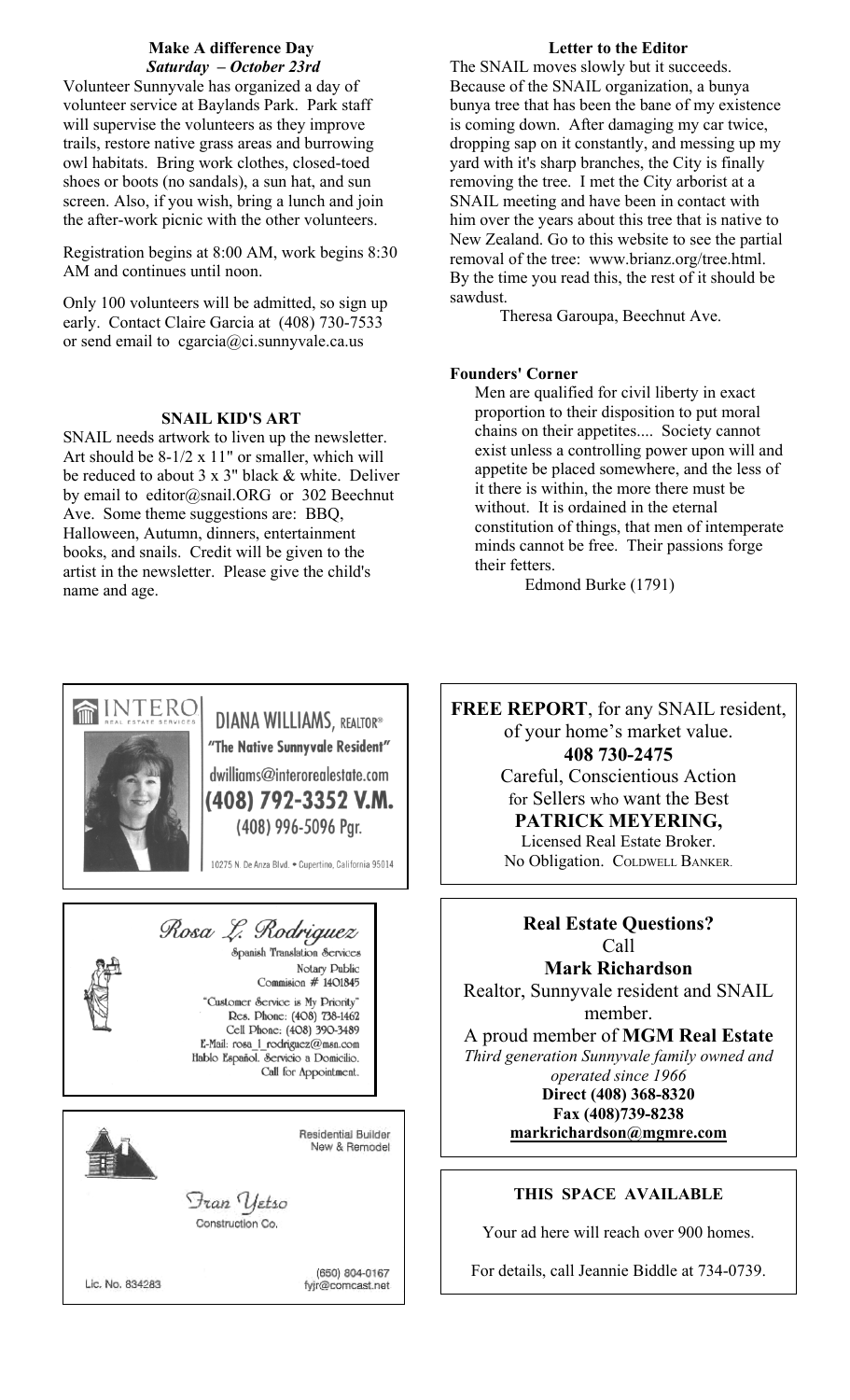**Make A difference Day**
***Saturday – October 23rd***

Volunteer Sunnyvale has organized a day of volunteer service at Baylands Park. Park staff will supervise the volunteers as they improve trails, restore native grass areas and burrowing owl habitats. Bring work clothes, closed-toed shoes or boots (no sandals), a sun hat, and sun screen. Also, if you wish, bring a lunch and join the after-work picnic with the other volunteers.

Registration begins at 8:00 AM, work begins 8:30 AM and continues until noon.

Only 100 volunteers will be admitted, so sign up early. Contact Claire Garcia at (408) 730-7533 or send email to cgarcia@ci.sunnyvale.ca.us

**SNAIL KID'S ART**

SNAIL needs artwork to liven up the newsletter. Art should be 8-1/2 x 11" or smaller, which will be reduced to about 3 x 3" black & white. Deliver by email to editor@snail.ORG or 302 Beechnut Ave. Some theme suggestions are: BBQ, Halloween, Autumn, dinners, entertainment books, and snails. Credit will be given to the artist in the newsletter. Please give the child's name and age.

**Letter to the Editor**

The SNAIL moves slowly but it succeeds. Because of the SNAIL organization, a bunya bunya tree that has been the bane of my existence is coming down. After damaging my car twice, dropping sap on it constantly, and messing up my yard with it's sharp branches, the City is finally removing the tree. I met the City arborist at a SNAIL meeting and have been in contact with him over the years about this tree that is native to New Zealand. Go to this website to see the partial removal of the tree: www.brianz.org/tree.html. By the time you read this, the rest of it should be sawdust.

Theresa Garoupa, Beechnut Ave.

**Founders' Corner**

Men are qualified for civil liberty in exact proportion to their disposition to put moral chains on their appetites.... Society cannot exist unless a controlling power upon will and appetite be placed somewhere, and the less of it there is within, the more there must be without. It is ordained in the eternal constitution of things, that men of intemperate minds cannot be free. Their passions forge their fetters.

Edmond Burke (1791)

---

INTERO REAL ESTATE SERVICES
DIANA WILLIAMS, REALTOR®
"The Native Sunnyvale Resident"
dwilliams@interorealestate.com
(408) 792-3352 V.M.
(408) 996-5096 Pgr.
10275 N. De Anza Blvd. • Cupertino, California 95014

---

Rosa L. Rodriguez
Spanish Translation Services
Notary Public
Commision # 1401845
"Customer Service is My Priority"
Res. Phone: (408) 738-1462
Cell Phone: (408) 390-3489
E-Mail: rosa_l_rodriguez@msn.com
Hablo Español. Servicio a Domicilio.
Call for Appointment.

---

Residential Builder
New & Remodel
Fran Yetso
Construction Co.
Lic. No. 834283
(650) 804-0167
fyjr@comcast.net

---

**FREE REPORT**, for any SNAIL resident, of your home's market value.
**408 730-2475**
Careful, Conscientious Action for Sellers who want the Best
**PATRICK MEYERING,**
Licensed Real Estate Broker.
No Obligation. COLDWELL BANKER.

---

**Real Estate Questions?**
Call
**Mark Richardson**
Realtor, Sunnyvale resident and SNAIL member.
A proud member of **MGM Real Estate**
*Third generation Sunnyvale family owned and operated since 1966*
**Direct (408) 368-8320**
**Fax (408)739-8238**
**markrichardson@mgmre.com**

---

**THIS SPACE AVAILABLE**

Your ad here will reach over 900 homes.

For details, call Jeannie Biddle at 734-0739.